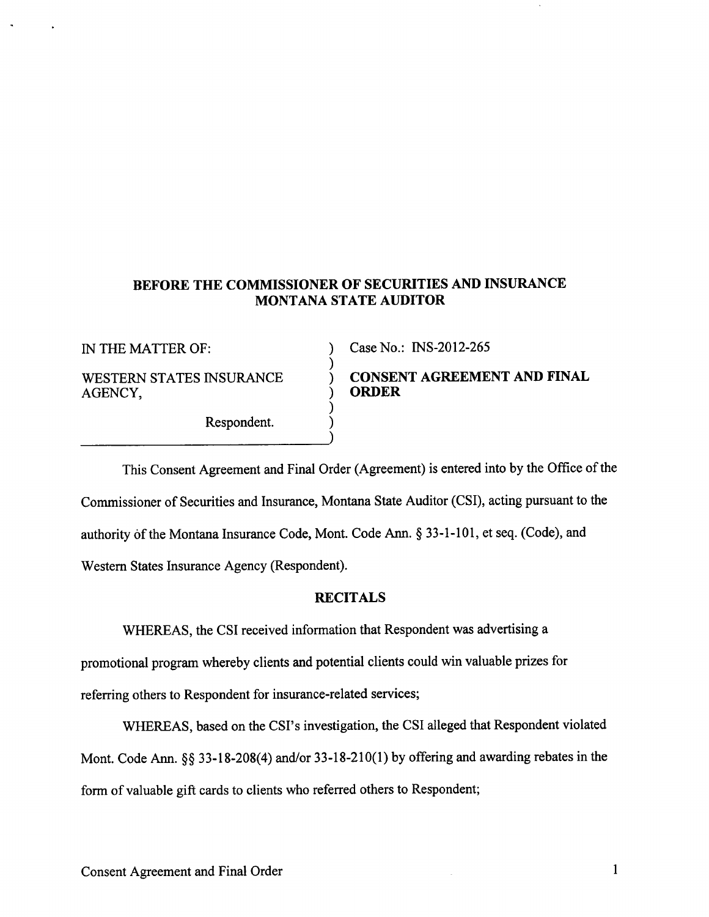**BEFORE THE COMMISSIONER OF SECURITIES AND INSURANCE**
**MONTANA STATE AUDITOR**

| | |
|---|---|
| IN THE MATTER OF: | Case No.: INS-2012-265 |
| WESTERN STATES INSURANCE AGENCY, | **CONSENT AGREEMENT AND FINAL ORDER** |
| Respondent. | |

This Consent Agreement and Final Order (Agreement) is entered into by the Office of the Commissioner of Securities and Insurance, Montana State Auditor (CSI), acting pursuant to the authority of the Montana Insurance Code, Mont. Code Ann. § 33-1-101, et seq. (Code), and Western States Insurance Agency (Respondent).

## RECITALS

WHEREAS, the CSI received information that Respondent was advertising a promotional program whereby clients and potential clients could win valuable prizes for referring others to Respondent for insurance-related services;

WHEREAS, based on the CSI's investigation, the CSI alleged that Respondent violated Mont. Code Ann. §§ 33-18-208(4) and/or 33-18-210(1) by offering and awarding rebates in the form of valuable gift cards to clients who referred others to Respondent;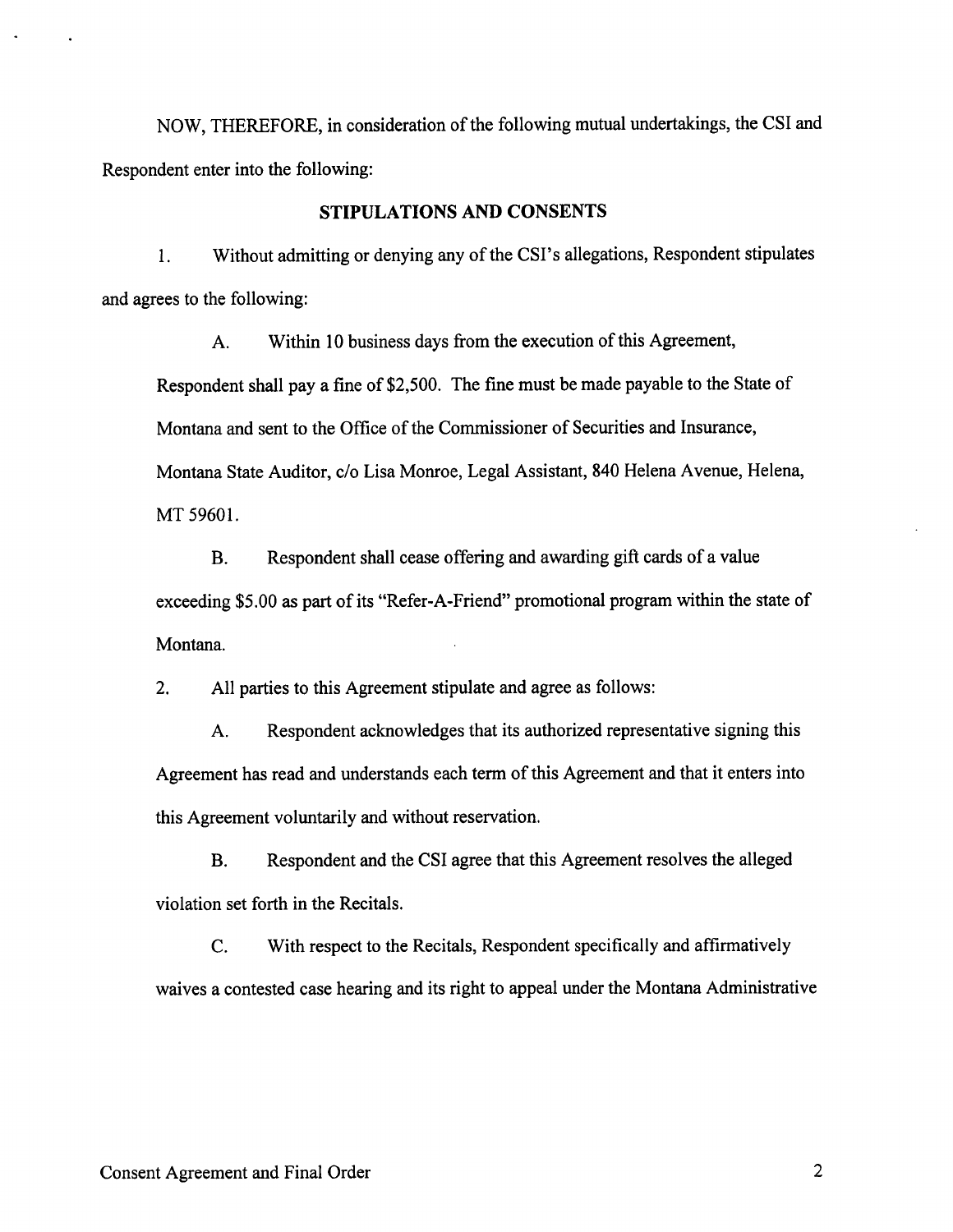NOW, THEREFORE, in consideration of the following mutual undertakings, the CSI and Respondent enter into the following:

## STIPULATIONS AND CONSENTS

1. Without admitting or denying any of the CSI's allegations, Respondent stipulates and agrees to the following:

   A. Within 10 business days from the execution of this Agreement, Respondent shall pay a fine of $2,500. The fine must be made payable to the State of Montana and sent to the Office of the Commissioner of Securities and Insurance, Montana State Auditor, c/o Lisa Monroe, Legal Assistant, 840 Helena Avenue, Helena, MT 59601.

   B. Respondent shall cease offering and awarding gift cards of a value exceeding $5.00 as part of its "Refer-A-Friend" promotional program within the state of Montana.

2. All parties to this Agreement stipulate and agree as follows:

   A. Respondent acknowledges that its authorized representative signing this Agreement has read and understands each term of this Agreement and that it enters into this Agreement voluntarily and without reservation.

   B. Respondent and the CSI agree that this Agreement resolves the alleged violation set forth in the Recitals.

   C. With respect to the Recitals, Respondent specifically and affirmatively waives a contested case hearing and its right to appeal under the Montana Administrative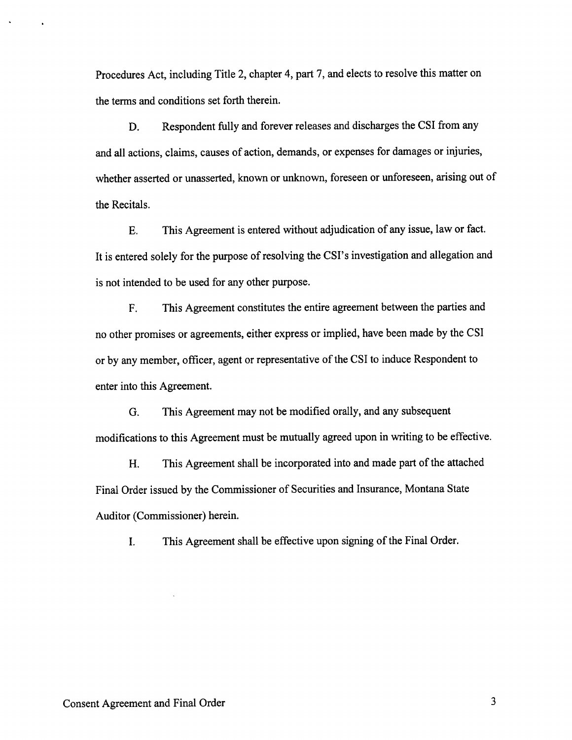Procedures Act, including Title 2, chapter 4, part 7, and elects to resolve this matter on the terms and conditions set forth therein.

D. Respondent fully and forever releases and discharges the CSI from any and all actions, claims, causes of action, demands, or expenses for damages or injuries, whether asserted or unasserted, known or unknown, foreseen or unforeseen, arising out of the Recitals.

E. This Agreement is entered without adjudication of any issue, law or fact. It is entered solely for the purpose of resolving the CSI's investigation and allegation and is not intended to be used for any other purpose.

F. This Agreement constitutes the entire agreement between the parties and no other promises or agreements, either express or implied, have been made by the CSI or by any member, officer, agent or representative of the CSI to induce Respondent to enter into this Agreement.

G. This Agreement may not be modified orally, and any subsequent modifications to this Agreement must be mutually agreed upon in writing to be effective.

H. This Agreement shall be incorporated into and made part of the attached Final Order issued by the Commissioner of Securities and Insurance, Montana State Auditor (Commissioner) herein.

I. This Agreement shall be effective upon signing of the Final Order.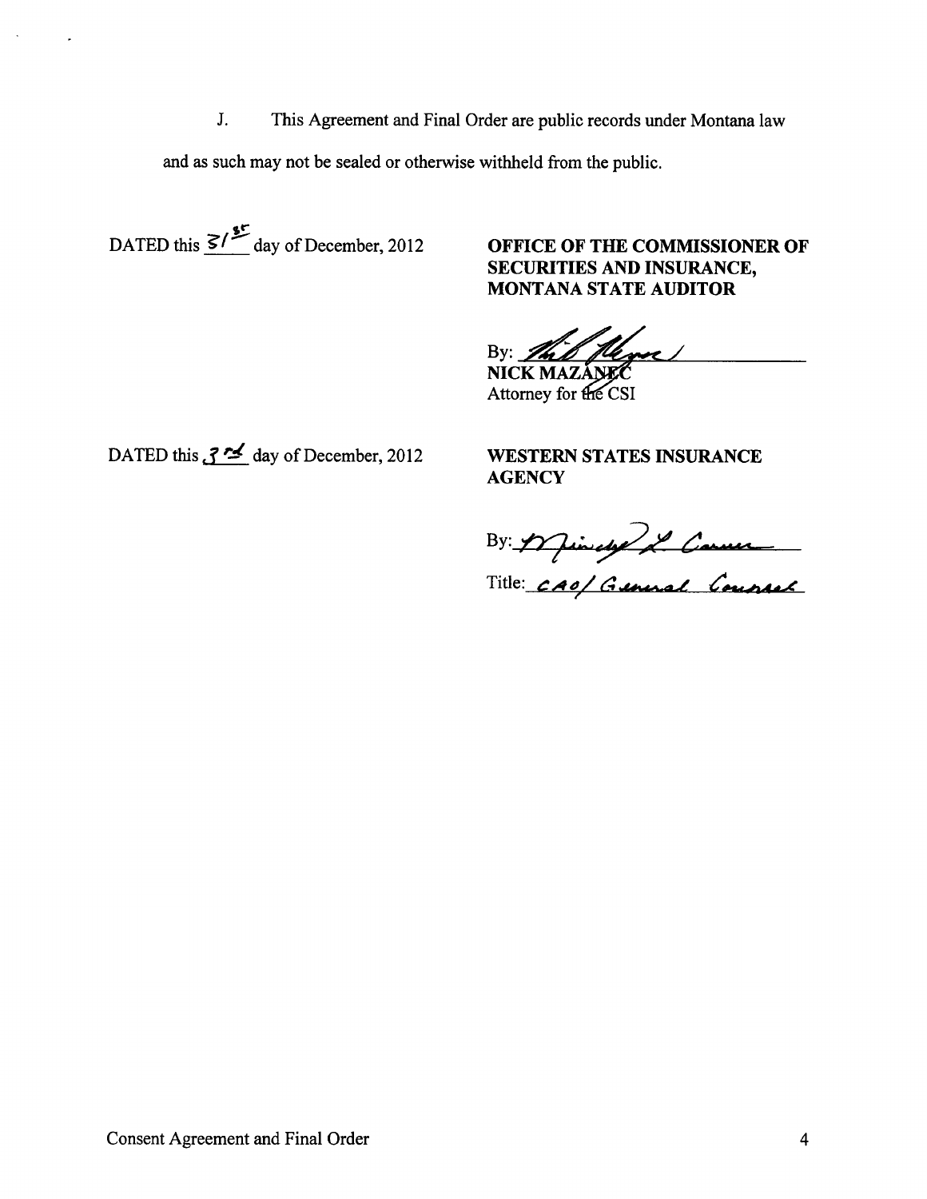J. This Agreement and Final Order are public records under Montana law and as such may not be sealed or otherwise withheld from the public.

DATED this 31st day of December, 2012

**OFFICE OF THE COMMISSIONER OF SECURITIES AND INSURANCE, MONTANA STATE AUDITOR**

By: ______________________
**NICK MAZANEC**
Attorney for the CSI

DATED this 3rd day of December, 2012

**WESTERN STATES INSURANCE AGENCY**

By: ______________________

Title: CAO/ General Counsel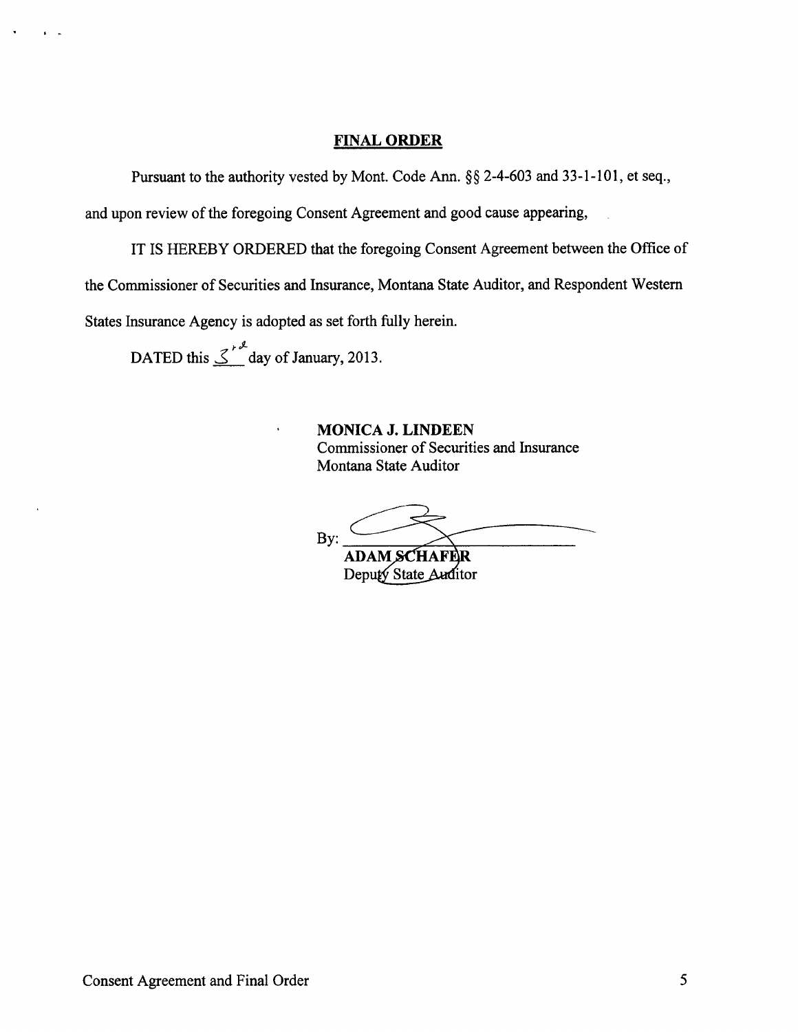## FINAL ORDER

Pursuant to the authority vested by Mont. Code Ann. §§ 2-4-603 and 33-1-101, et seq., and upon review of the foregoing Consent Agreement and good cause appearing,

IT IS HEREBY ORDERED that the foregoing Consent Agreement between the Office of the Commissioner of Securities and Insurance, Montana State Auditor, and Respondent Western States Insurance Agency is adopted as set forth fully herein.

DATED this 3rd day of January, 2013.

**MONICA J. LINDEEN**
Commissioner of Securities and Insurance
Montana State Auditor

By: ______________________________
**ADAM SCHAFER**
Deputy State Auditor

Consent Agreement and Final Order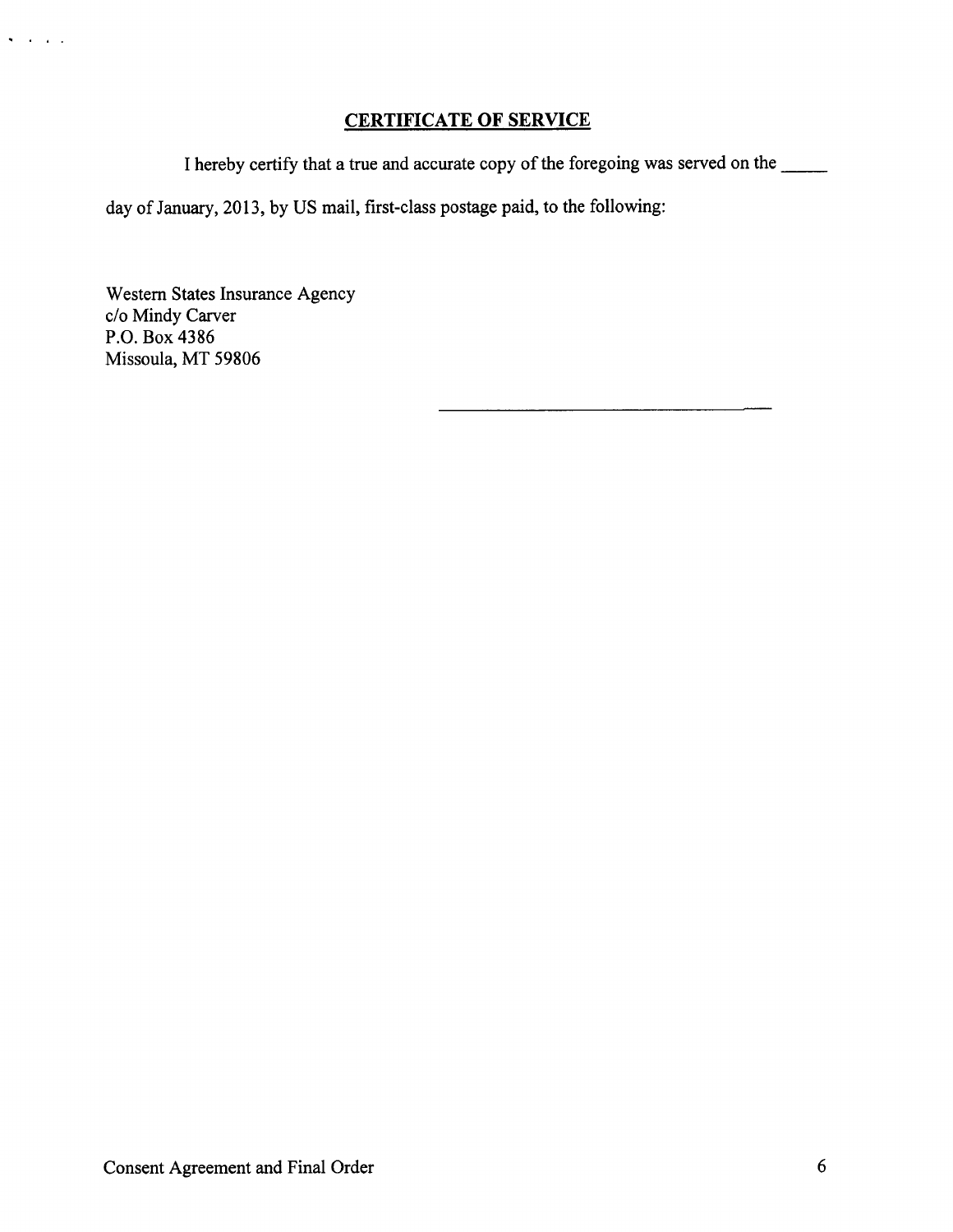## CERTIFICATE OF SERVICE

I hereby certify that a true and accurate copy of the foregoing was served on the _____ day of January, 2013, by US mail, first-class postage paid, to the following:

Western States Insurance Agency
c/o Mindy Carver
P.O. Box 4386
Missoula, MT 59806

\_\_\_\_\_\_\_\_\_\_\_\_\_\_\_\_\_\_\_\_\_\_\_\_\_\_\_\_\_\_\_\_\_\_\_\_\_\_\_\_